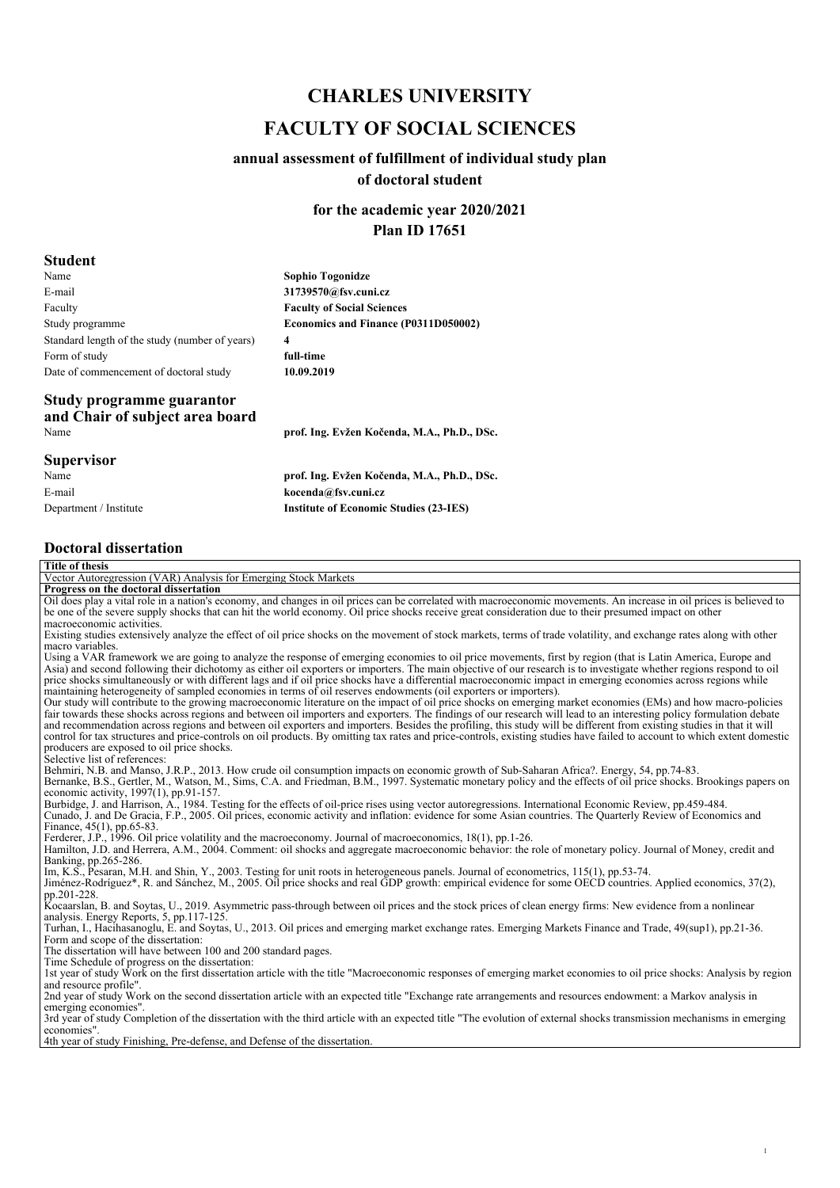# CHARLES UNIVERSITY

# FACULTY OF SOCIAL SCIENCES

### annual assessment of fulfillment of individual study plan of doctoral student

### for the academic year 2020/2021
### Plan ID 17651

## Student

| | |
|---|---|
| Name | **Sophio Togonidze** |
| E-mail | **31739570@fsv.cuni.cz** |
| Faculty | **Faculty of Social Sciences** |
| Study programme | **Economics and Finance (P0311D050002)** |
| Standard length of the study (number of years) | **4** |
| Form of study | **full-time** |
| Date of commencement of doctoral study | **10.09.2019** |

## Study programme guarantor and Chair of subject area board

| | |
|---|---|
| Name | **prof. Ing. Evžen Kočenda, M.A., Ph.D., DSc.** |

## Supervisor

| | |
|---|---|
| Name | **prof. Ing. Evžen Kočenda, M.A., Ph.D., DSc.** |
| E-mail | **kocenda@fsv.cuni.cz** |
| Department / Institute | **Institute of Economic Studies (23-IES)** |

## Doctoral dissertation

**Title of thesis**

Vector Autoregression (VAR) Analysis for Emerging Stock Markets

**Progress on the doctoral dissertation**

Oil does play a vital role in a nation's economy, and changes in oil prices can be correlated with macroeconomic movements. An increase in oil prices is believed to be one of the severe supply shocks that can hit the world economy. Oil price shocks receive great consideration due to their presumed impact on other macroeconomic activities.

Existing studies extensively analyze the effect of oil price shocks on the movement of stock markets, terms of trade volatility, and exchange rates along with other macro variables.

Using a VAR framework we are going to analyze the response of emerging economies to oil price movements, first by region (that is Latin America, Europe and Asia) and second following their dichotomy as either oil exporters or importers. The main objective of our research is to investigate whether regions respond to oil price shocks simultaneously or with different lags and if oil price shocks have a differential macroeconomic impact in emerging economies across regions while maintaining heterogeneity of sampled economies in terms of oil reserves endowments (oil exporters or importers).

Our study will contribute to the growing macroeconomic literature on the impact of oil price shocks on emerging market economies (EMs) and how macro-policies fair towards these shocks across regions and between oil importers and exporters. The findings of our research will lead to an interesting policy formulation debate and recommendation across regions and between oil exporters and importers. Besides the profiling, this study will be different from existing studies in that it will control for tax structures and price-controls on oil products. By omitting tax rates and price-controls, existing studies have failed to account to which extent domestic producers are exposed to oil price shocks.

Selective list of references:

Behmiri, N.B. and Manso, J.R.P., 2013. How crude oil consumption impacts on economic growth of Sub-Saharan Africa?. Energy, 54, pp.74-83.

Bernanke, B.S., Gertler, M., Watson, M., Sims, C.A. and Friedman, B.M., 1997. Systematic monetary policy and the effects of oil price shocks. Brookings papers on economic activity, 1997(1), pp.91-157.

Burbidge, J. and Harrison, A., 1984. Testing for the effects of oil-price rises using vector autoregressions. International Economic Review, pp.459-484.

Cunado, J. and De Gracia, F.P., 2005. Oil prices, economic activity and inflation: evidence for some Asian countries. The Quarterly Review of Economics and Finance, 45(1), pp.65-83.

Ferderer, J.P., 1996. Oil price volatility and the macroeconomy. Journal of macroeconomics, 18(1), pp.1-26.

Hamilton, J.D. and Herrera, A.M., 2004. Comment: oil shocks and aggregate macroeconomic behavior: the role of monetary policy. Journal of Money, credit and Banking, pp.265-286.

Im, K.S., Pesaran, M.H. and Shin, Y., 2003. Testing for unit roots in heterogeneous panels. Journal of econometrics, 115(1), pp.53-74.

Jiménez-Rodríguez*, R. and Sánchez, M., 2005. Oil price shocks and real GDP growth: empirical evidence for some OECD countries. Applied economics, 37(2), pp.201-228.

Kocaarslan, B. and Soytas, U., 2019. Asymmetric pass-through between oil prices and the stock prices of clean energy firms: New evidence from a nonlinear analysis. Energy Reports, 5, pp.117-125.

Turhan, I., Hacihasanoglu, E. and Soytas, U., 2013. Oil prices and emerging market exchange rates. Emerging Markets Finance and Trade, 49(sup1), pp.21-36.

Form and scope of the dissertation:

The dissertation will have between 100 and 200 standard pages.

Time Schedule of progress on the dissertation:

1st year of study Work on the first dissertation article with the title "Macroeconomic responses of emerging market economies to oil price shocks: Analysis by region and resource profile".

2nd year of study Work on the second dissertation article with an expected title "Exchange rate arrangements and resources endowment: a Markov analysis in emerging economies".

3rd year of study Completion of the dissertation with the third article with an expected title "The evolution of external shocks transmission mechanisms in emerging economies".

4th year of study Finishing, Pre-defense, and Defense of the dissertation.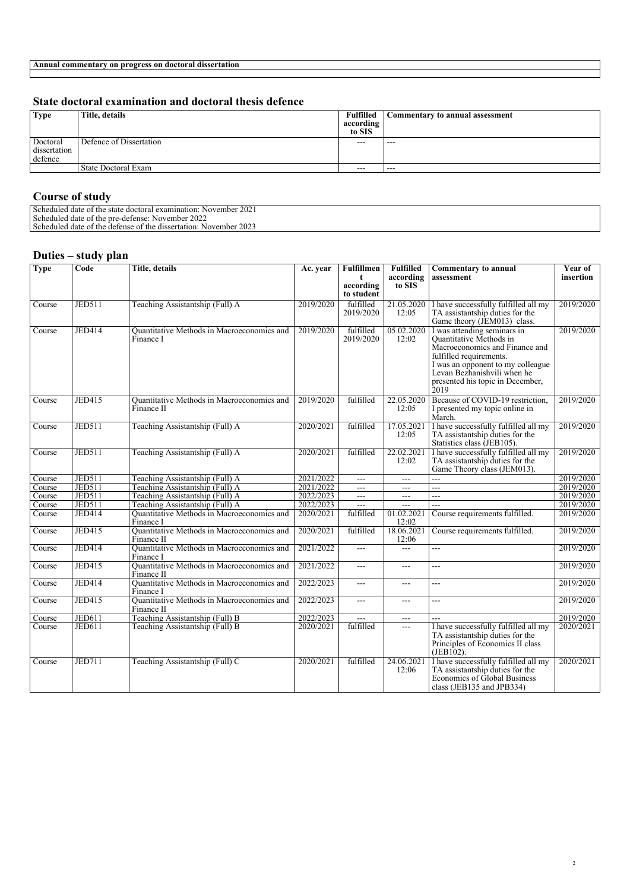| Annual commentary on progress on doctoral dissertation |
| --- |
| |

## State doctoral examination and doctoral thesis defence

| Type | Title, details | Fulfilled according to SIS | Commentary to annual assessment |
| --- | --- | --- | --- |
| Doctoral dissertation defence | Defence of Dissertation | --- | --- |
| | State Doctoral Exam | --- | --- |

## Course of study

| Scheduled date of the state doctoral examination: November 2021<br>Scheduled date of the pre-defense: November 2022<br>Scheduled date of the defense of the dissertation: November 2023 |
| --- |

## Duties – study plan

| Type | Code | Title, details | Ac. year | Fulfillment according to student | Fulfilled according to SIS | Commentary to annual assessment | Year of insertion |
| --- | --- | --- | --- | --- | --- | --- | --- |
| Course | JED511 | Teaching Assistantship (Full) A | 2019/2020 | fulfilled 2019/2020 | 21.05.2020 12:05 | I have successfully fulfilled all my TA assistantship duties for the Game theory (JEM013) class. | 2019/2020 |
| Course | JED414 | Quantitative Methods in Macroeconomics and Finance I | 2019/2020 | fulfilled 2019/2020 | 05.02.2020 12:02 | I was attending seminars in Quantitative Methods in Macroeconomics and Finance and fulfilled requirements. I was an opponent to my colleague Levan Bezhanishvili when he presented his topic in December, 2019 | 2019/2020 |
| Course | JED415 | Quantitative Methods in Macroeconomics and Finance II | 2019/2020 | fulfilled | 22.05.2020 12:05 | Because of COVID-19 restriction, I presented my topic online in March. | 2019/2020 |
| Course | JED511 | Teaching Assistantship (Full) A | 2020/2021 | fulfilled | 17.05.2021 12:05 | I have successfully fulfilled all my TA assistantship duties for the Statistics class (JEB105). | 2019/2020 |
| Course | JED511 | Teaching Assistantship (Full) A | 2020/2021 | fulfilled | 22.02.2021 12:02 | I have successfully fulfilled all my TA assistantship duties for the Game Theory class (JEM013). | 2019/2020 |
| Course | JED511 | Teaching Assistantship (Full) A | 2021/2022 | --- | --- | --- | 2019/2020 |
| Course | JED511 | Teaching Assistantship (Full) A | 2021/2022 | --- | --- | --- | 2019/2020 |
| Course | JED511 | Teaching Assistantship (Full) A | 2022/2023 | --- | --- | --- | 2019/2020 |
| Course | JED511 | Teaching Assistantship (Full) A | 2022/2023 | --- | --- | --- | 2019/2020 |
| Course | JED414 | Quantitative Methods in Macroeconomics and Finance I | 2020/2021 | fulfilled | 01.02.2021 12:02 | Course requirements fulfilled. | 2019/2020 |
| Course | JED415 | Quantitative Methods in Macroeconomics and Finance II | 2020/2021 | fulfilled | 18.06.2021 12:06 | Course requirements fulfilled. | 2019/2020 |
| Course | JED414 | Quantitative Methods in Macroeconomics and Finance I | 2021/2022 | --- | --- | --- | 2019/2020 |
| Course | JED415 | Quantitative Methods in Macroeconomics and Finance II | 2021/2022 | --- | --- | --- | 2019/2020 |
| Course | JED414 | Quantitative Methods in Macroeconomics and Finance I | 2022/2023 | --- | --- | --- | 2019/2020 |
| Course | JED415 | Quantitative Methods in Macroeconomics and Finance II | 2022/2023 | --- | --- | --- | 2019/2020 |
| Course | JED611 | Teaching Assistantship (Full) B | 2022/2023 | --- | --- | --- | 2019/2020 |
| Course | JED611 | Teaching Assistantship (Full) B | 2020/2021 | fulfilled | --- | I have successfully fulfilled all my TA assistantship duties for the Principles of Economics II class (JEB102). | 2020/2021 |
| Course | JED711 | Teaching Assistantship (Full) C | 2020/2021 | fulfilled | 24.06.2021 12:06 | I have successfully fulfilled all my TA assistantship duties for the Economics of Global Business class (JEB135 and JPB334) | 2020/2021 |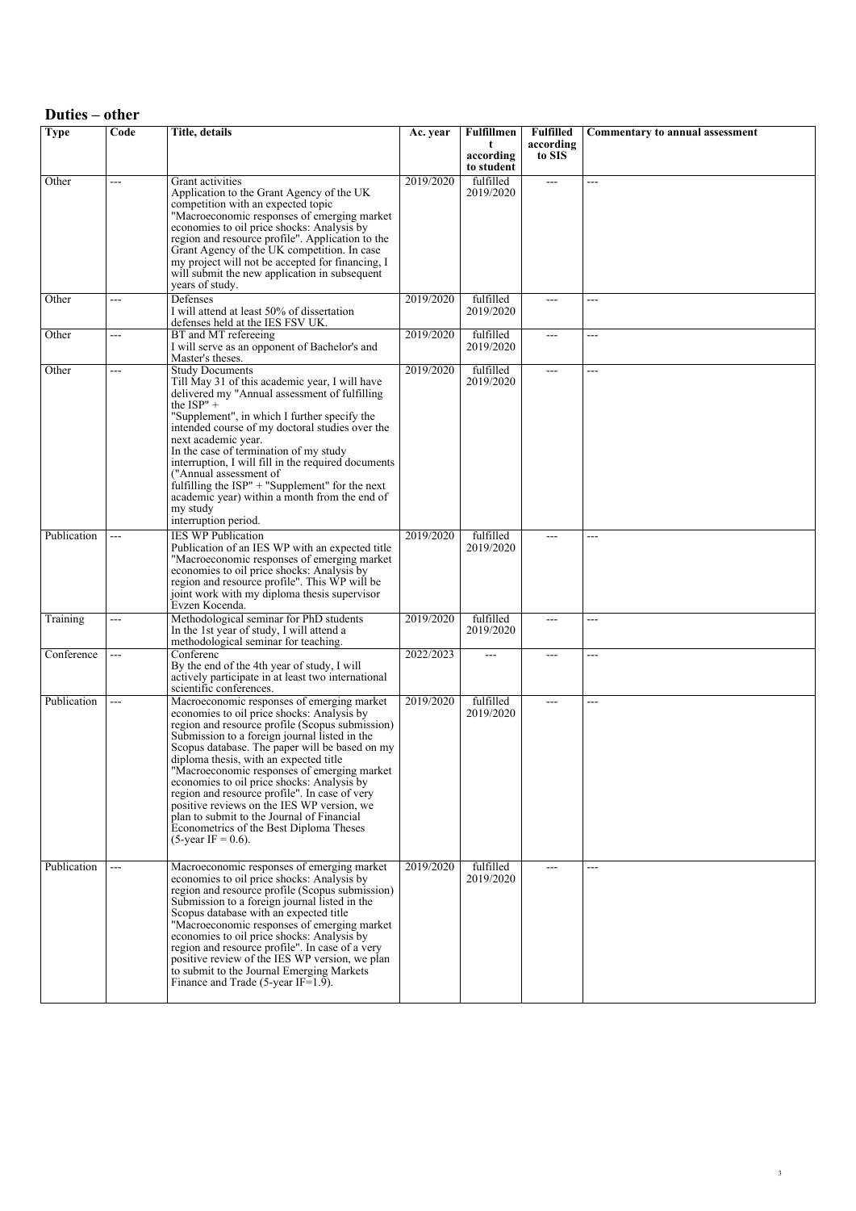## Duties – other

| Type | Code | Title, details | Ac. year | Fulfillment according to student | Fulfilled according to SIS | Commentary to annual assessment |
|---|---|---|---|---|---|---|
| Other | --- | Grant activities<br>Application to the Grant Agency of the UK competition with an expected topic "Macroeconomic responses of emerging market economies to oil price shocks: Analysis by region and resource profile". Application to the Grant Agency of the UK competition. In case my project will not be accepted for financing, I will submit the new application in subsequent years of study. | 2019/2020 | fulfilled 2019/2020 | --- | --- |
| Other | --- | Defenses<br>I will attend at least 50% of dissertation defenses held at the IES FSV UK. | 2019/2020 | fulfilled 2019/2020 | --- | --- |
| Other | --- | BT and MT refereeing<br>I will serve as an opponent of Bachelor's and Master's theses. | 2019/2020 | fulfilled 2019/2020 | --- | --- |
| Other | --- | Study Documents<br>Till May 31 of this academic year, I will have delivered my "Annual assessment of fulfilling the ISP" + "Supplement", in which I further specify the intended course of my doctoral studies over the next academic year.<br>In the case of termination of my study interruption, I will fill in the required documents ("Annual assessment of fulfilling the ISP" + "Supplement" for the next academic year) within a month from the end of my study interruption period. | 2019/2020 | fulfilled 2019/2020 | --- | --- |
| Publication | --- | IES WP Publication<br>Publication of an IES WP with an expected title "Macroeconomic responses of emerging market economies to oil price shocks: Analysis by region and resource profile". This WP will be joint work with my diploma thesis supervisor Evzen Kocenda. | 2019/2020 | fulfilled 2019/2020 | --- | --- |
| Training | --- | Methodological seminar for PhD students<br>In the 1st year of study, I will attend a methodological seminar for teaching. | 2019/2020 | fulfilled 2019/2020 | --- | --- |
| Conference | --- | Conferenc<br>By the end of the 4th year of study, I will actively participate in at least two international scientific conferences. | 2022/2023 | --- | --- | --- |
| Publication | --- | Macroeconomic responses of emerging market economies to oil price shocks: Analysis by region and resource profile (Scopus submission)<br>Submission to a foreign journal listed in the Scopus database. The paper will be based on my diploma thesis, with an expected title "Macroeconomic responses of emerging market economies to oil price shocks: Analysis by region and resource profile". In case of very positive reviews on the IES WP version, we plan to submit to the Journal of Financial Econometrics of the Best Diploma Theses (5-year IF = 0.6). | 2019/2020 | fulfilled 2019/2020 | --- | --- |
| Publication | --- | Macroeconomic responses of emerging market economies to oil price shocks: Analysis by region and resource profile (Scopus submission)<br>Submission to a foreign journal listed in the Scopus database with an expected title "Macroeconomic responses of emerging market economies to oil price shocks: Analysis by region and resource profile". In case of a very positive review of the IES WP version, we plan to submit to the Journal Emerging Markets Finance and Trade (5-year IF=1.9). | 2019/2020 | fulfilled 2019/2020 | --- | --- |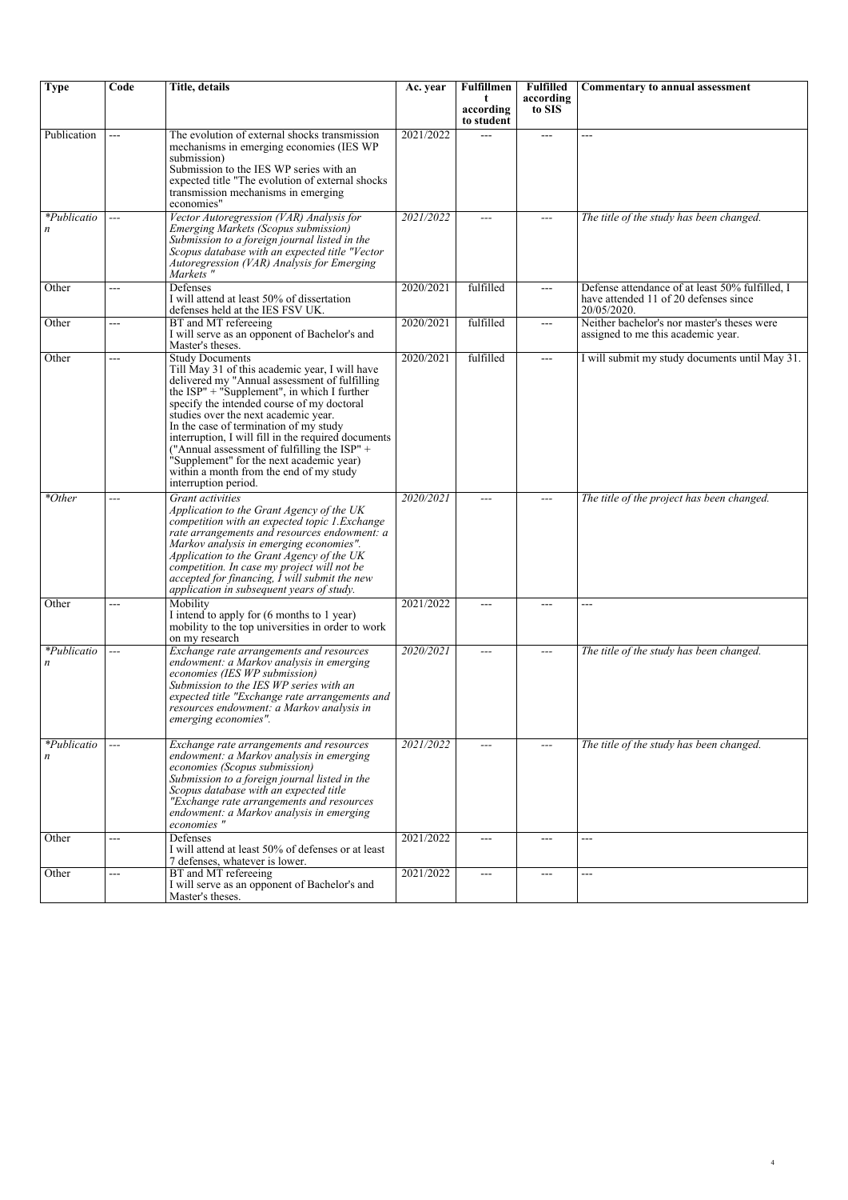| Type | Code | Title, details | Ac. year | Fulfillment according to student | Fulfilled according to SIS | Commentary to annual assessment |
| --- | --- | --- | --- | --- | --- | --- |
| Publication | --- | The evolution of external shocks transmission mechanisms in emerging economies (IES WP submission)<br>Submission to the IES WP series with an expected title "The evolution of external shocks transmission mechanisms in emerging economies" | 2021/2022 | --- | --- | --- |
| *\*Publication* | --- | *Vector Autoregression (VAR) Analysis for Emerging Markets (Scopus submission)<br>Submission to a foreign journal listed in the Scopus database with an expected title "Vector Autoregression (VAR) Analysis for Emerging Markets "* | *2021/2022* | --- | --- | *The title of the study has been changed.* |
| Other | --- | Defenses<br>I will attend at least 50% of dissertation defenses held at the IES FSV UK. | 2020/2021 | fulfilled | --- | Defense attendance of at least 50% fulfilled, I have attended 11 of 20 defenses since 20/05/2020. |
| Other | --- | BT and MT refereeing<br>I will serve as an opponent of Bachelor's and Master's theses. | 2020/2021 | fulfilled | --- | Neither bachelor's nor master's theses were assigned to me this academic year. |
| Other | --- | Study Documents<br>Till May 31 of this academic year, I will have delivered my "Annual assessment of fulfilling the ISP" + "Supplement", in which I further specify the intended course of my doctoral studies over the next academic year.<br>In the case of termination of my study interruption, I will fill in the required documents ("Annual assessment of fulfilling the ISP" + "Supplement" for the next academic year) within a month from the end of my study interruption period. | 2020/2021 | fulfilled | --- | I will submit my study documents until May 31. |
| *\*Other* | --- | *Grant activities<br>Application to the Grant Agency of the UK competition with an expected topic 1.Exchange rate arrangements and resources endowment: a Markov analysis in emerging economies".<br>Application to the Grant Agency of the UK competition. In case my project will not be accepted for financing, I will submit the new application in subsequent years of study.* | *2020/2021* | --- | --- | *The title of the project has been changed.* |
| Other | --- | Mobility<br>I intend to apply for (6 months to 1 year) mobility to the top universities in order to work on my research | 2021/2022 | --- | --- | --- |
| *\*Publication* | --- | *Exchange rate arrangements and resources endowment: a Markov analysis in emerging economies (IES WP submission)<br>Submission to the IES WP series with an expected title "Exchange rate arrangements and resources endowment: a Markov analysis in emerging economies".* | *2020/2021* | --- | --- | *The title of the study has been changed.* |
| *\*Publication* | --- | *Exchange rate arrangements and resources endowment: a Markov analysis in emerging economies (Scopus submission)<br>Submission to a foreign journal listed in the Scopus database with an expected title "Exchange rate arrangements and resources endowment: a Markov analysis in emerging economies "* | *2021/2022* | --- | --- | *The title of the study has been changed.* |
| Other | --- | Defenses<br>I will attend at least 50% of defenses or at least 7 defenses, whatever is lower. | 2021/2022 | --- | --- | --- |
| Other | --- | BT and MT refereeing<br>I will serve as an opponent of Bachelor's and Master's theses. | 2021/2022 | --- | --- | --- |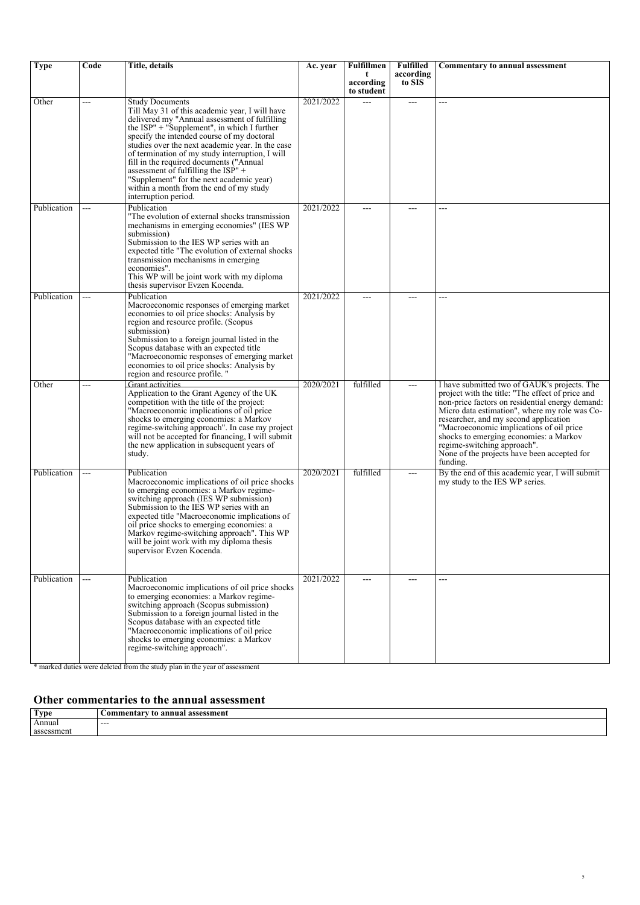| Type | Code | Title, details | Ac. year | Fulfillment according to student | Fulfilled according to SIS | Commentary to annual assessment |
| --- | --- | --- | --- | --- | --- | --- |
| Other | --- | Study Documents<br>Till May 31 of this academic year, I will have delivered my "Annual assessment of fulfilling the ISP" + "Supplement", in which I further specify the intended course of my doctoral studies over the next academic year. In the case of termination of my study interruption, I will fill in the required documents ("Annual assessment of fulfilling the ISP" + "Supplement" for the next academic year) within a month from the end of my study interruption period. | 2021/2022 | --- | --- | --- |
| Publication | --- | Publication<br>"The evolution of external shocks transmission mechanisms in emerging economies" (IES WP submission)<br>Submission to the IES WP series with an expected title "The evolution of external shocks transmission mechanisms in emerging economies".<br>This WP will be joint work with my diploma thesis supervisor Evzen Kocenda. | 2021/2022 | --- | --- | --- |
| Publication | --- | Publication<br>Macroeconomic responses of emerging market economies to oil price shocks: Analysis by region and resource profile. (Scopus submission)<br>Submission to a foreign journal listed in the Scopus database with an expected title "Macroeconomic responses of emerging market economies to oil price shocks: Analysis by region and resource profile. " | 2021/2022 | --- | --- | --- |
| Other | --- | Grant activities<br>Application to the Grant Agency of the UK competition with the title of the project: "Macroeconomic implications of oil price shocks to emerging economies: a Markov regime-switching approach". In case my project will not be accepted for financing, I will submit the new application in subsequent years of study. | 2020/2021 | fulfilled | --- | I have submitted two of GAUK's projects. The project with the title: "The effect of price and non-price factors on residential energy demand: Micro data estimation", where my role was Co-researcher, and my second application "Macroeconomic implications of oil price shocks to emerging economies: a Markov regime-switching approach".<br>None of the projects have been accepted for funding. |
| Publication | --- | Publication<br>Macroeconomic implications of oil price shocks to emerging economies: a Markov regime-switching approach (IES WP submission)<br>Submission to the IES WP series with an expected title "Macroeconomic implications of oil price shocks to emerging economies: a Markov regime-switching approach". This WP will be joint work with my diploma thesis supervisor Evzen Kocenda. | 2020/2021 | fulfilled | --- | By the end of this academic year, I will submit my study to the IES WP series. |
| Publication | --- | Publication<br>Macroeconomic implications of oil price shocks to emerging economies: a Markov regime-switching approach (Scopus submission)<br>Submission to a foreign journal listed in the Scopus database with an expected title "Macroeconomic implications of oil price shocks to emerging economies: a Markov regime-switching approach". | 2021/2022 | --- | --- | --- |

\* marked duties were deleted from the study plan in the year of assessment

## Other commentaries to the annual assessment

| Type | Commentary to annual assessment |
| --- | --- |
| Annual assessment | --- |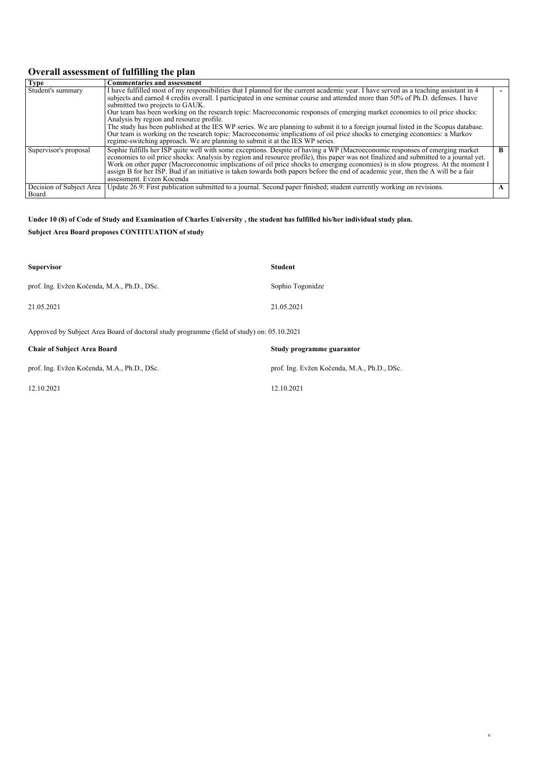## Overall assessment of fulfilling the plan

| Type | Commentaries and assessment | |
|---|---|---|
| Student's summary | I have fulfilled most of my responsibilities that I planned for the current academic year. I have served as a teaching assistant in 4 subjects and earned 4 credits overall. I participated in one seminar course and attended more than 50% of Ph.D. defenses. I have submitted two projects to GAUK.<br>Our team has been working on the research topic: Macroeconomic responses of emerging market economies to oil price shocks: Analysis by region and resource profile.<br>The study has been published at the IES WP series. We are planning to submit it to a foreign journal listed in the Scopus database.<br>Our team is working on the research topic: Macroeconomic implications of oil price shocks to emerging economies: a Markov regime-switching approach. We are planning to submit it at the IES WP series. | - |
| Supervisor's proposal | Sophie fulfills her ISP quite well with some exceptions. Despite of having a WP (Macroeconomic responses of emerging market economies to oil price shocks: Analysis by region and resource profile), this paper was not finalized and submitted to a journal yet. Work on other paper (Macroeconomic implications of oil price shocks to emerging economies) is in slow progress. At the moment I assign B for her ISP. Bud if an initiative is taken towards both papers before the end of academic year, then the A will be a fair assessment. Evzen Kocenda | B |
| Decision of Subject Area Board | Update 26.9: First publication submitted to a journal. Second paper finished; student currently working on revisions. | A |

**Under 10 (8) of Code of Study and Examination of Charles University , the student has fulfilled his/her individual study plan.**

**Subject Area Board proposes CONTITUATION of study**

| **Supervisor** | **Student** |
|---|---|
| prof. Ing. Evžen Kočenda, M.A., Ph.D., DSc. | Sophio Togonidze |
| 21.05.2021 | 21.05.2021 |

Approved by Subject Area Board of doctoral study programme (field of study) on: 05.10.2021

| **Chair of Subject Area Board** | **Study programme guarantor** |
|---|---|
| prof. Ing. Evžen Kočenda, M.A., Ph.D., DSc. | prof. Ing. Evžen Kočenda, M.A., Ph.D., DSc. |
| 12.10.2021 | 12.10.2021 |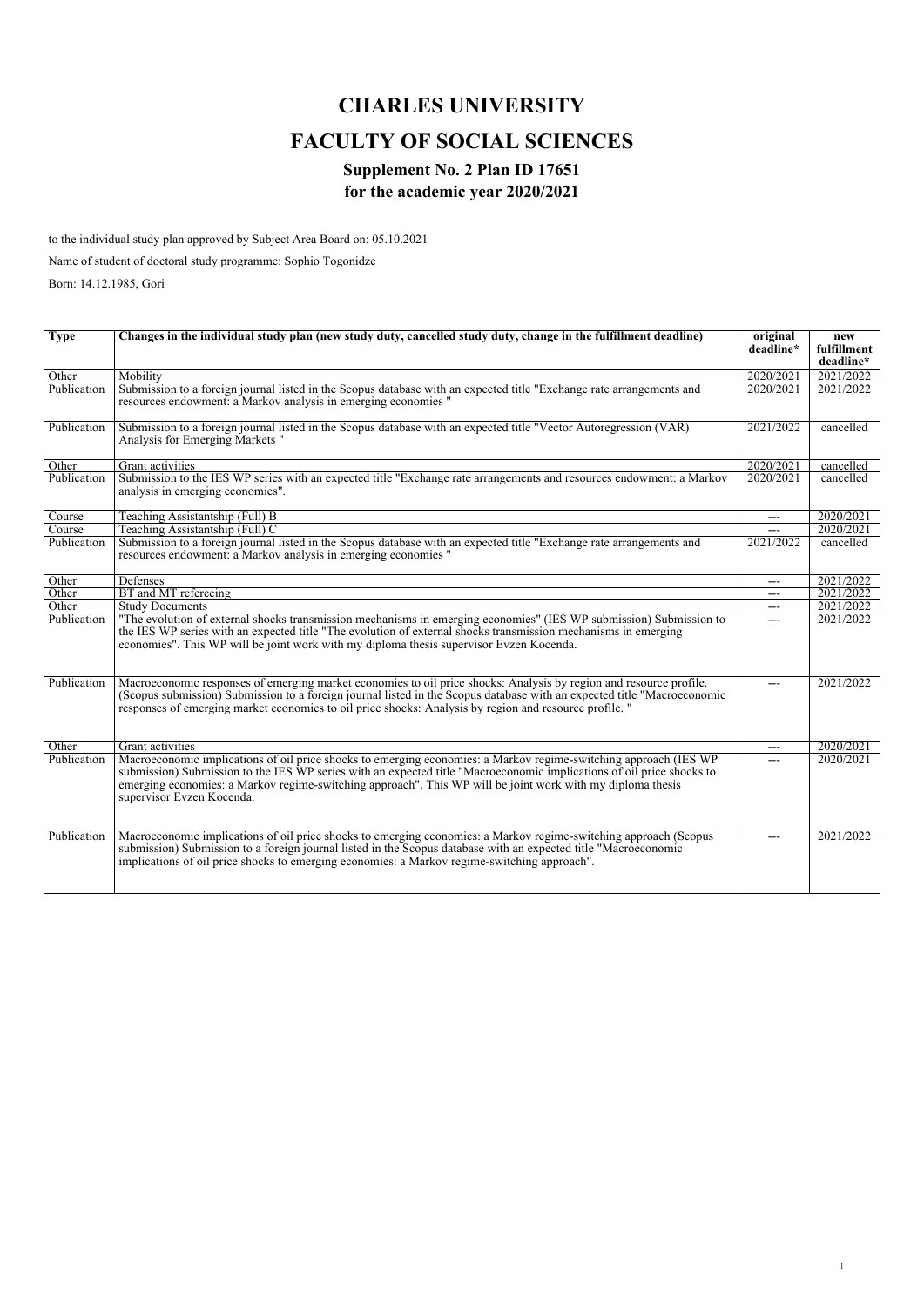# CHARLES UNIVERSITY

# FACULTY OF SOCIAL SCIENCES

### Supplement No. 2 Plan ID 17651
### for the academic year 2020/2021

to the individual study plan approved by Subject Area Board on: 05.10.2021

Name of student of doctoral study programme: Sophio Togonidze

Born: 14.12.1985, Gori

| Type | Changes in the individual study plan (new study duty, cancelled study duty, change in the fulfillment deadline) | original deadline* | new fulfillment deadline* |
|---|---|---|---|
| Other | Mobility | 2020/2021 | 2021/2022 |
| Publication | Submission to a foreign journal listed in the Scopus database with an expected title "Exchange rate arrangements and resources endowment: a Markov analysis in emerging economies " | 2020/2021 | 2021/2022 |
| Publication | Submission to a foreign journal listed in the Scopus database with an expected title "Vector Autoregression (VAR) Analysis for Emerging Markets " | 2021/2022 | cancelled |
| Other | Grant activities | 2020/2021 | cancelled |
| Publication | Submission to the IES WP series with an expected title "Exchange rate arrangements and resources endowment: a Markov analysis in emerging economies". | 2020/2021 | cancelled |
| Course | Teaching Assistantship (Full) B | --- | 2020/2021 |
| Course | Teaching Assistantship (Full) C | --- | 2020/2021 |
| Publication | Submission to a foreign journal listed in the Scopus database with an expected title "Exchange rate arrangements and resources endowment: a Markov analysis in emerging economies " | 2021/2022 | cancelled |
| Other | Defenses | --- | 2021/2022 |
| Other | BT and MT refereeing | --- | 2021/2022 |
| Other | Study Documents | --- | 2021/2022 |
| Publication | "The evolution of external shocks transmission mechanisms in emerging economies" (IES WP submission) Submission to the IES WP series with an expected title "The evolution of external shocks transmission mechanisms in emerging economies". This WP will be joint work with my diploma thesis supervisor Evzen Kocenda. | --- | 2021/2022 |
| Publication | Macroeconomic responses of emerging market economies to oil price shocks: Analysis by region and resource profile. (Scopus submission) Submission to a foreign journal listed in the Scopus database with an expected title "Macroeconomic responses of emerging market economies to oil price shocks: Analysis by region and resource profile. " | --- | 2021/2022 |
| Other | Grant activities | --- | 2020/2021 |
| Publication | Macroeconomic implications of oil price shocks to emerging economies: a Markov regime-switching approach (IES WP submission) Submission to the IES WP series with an expected title "Macroeconomic implications of oil price shocks to emerging economies: a Markov regime-switching approach". This WP will be joint work with my diploma thesis supervisor Evzen Kocenda. | --- | 2020/2021 |
| Publication | Macroeconomic implications of oil price shocks to emerging economies: a Markov regime-switching approach (Scopus submission) Submission to a foreign journal listed in the Scopus database with an expected title "Macroeconomic implications of oil price shocks to emerging economies: a Markov regime-switching approach". | --- | 2021/2022 |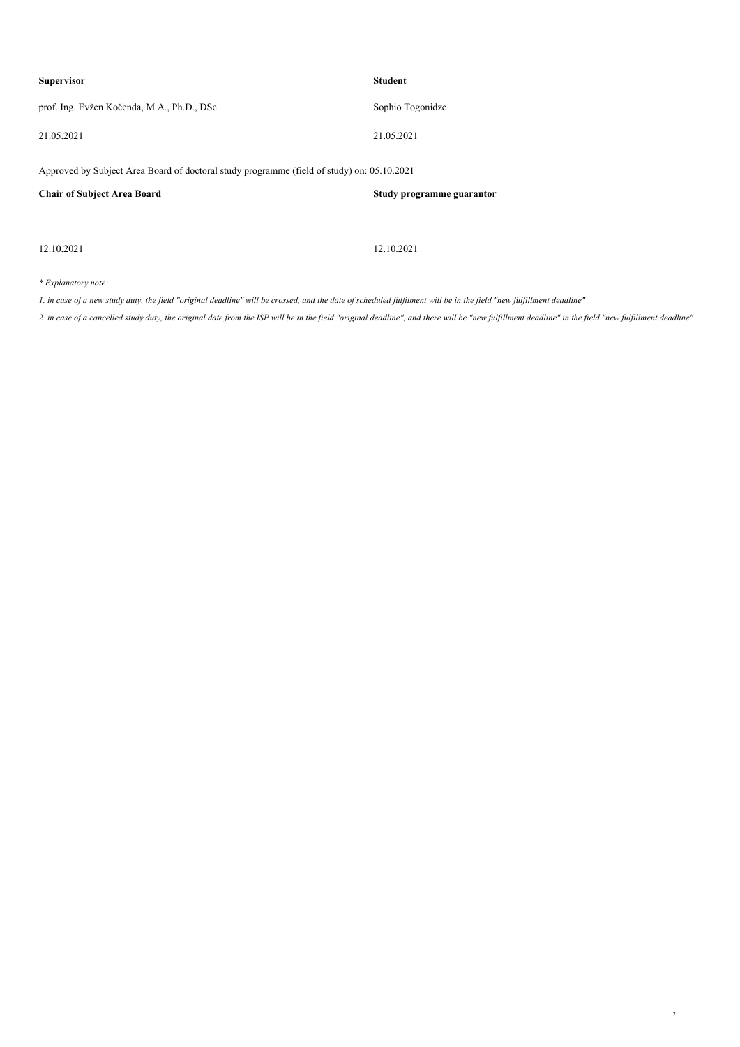| | |
|---|---|
| **Supervisor** | **Student** |
| prof. Ing. Evžen Kočenda, M.A., Ph.D., DSc. | Sophio Togonidze |
| 21.05.2021 | 21.05.2021 |

Approved by Subject Area Board of doctoral study programme (field of study) on: 05.10.2021

| | |
|---|---|
| **Chair of Subject Area Board** | **Study programme guarantor** |
| 12.10.2021 | 12.10.2021 |

*\* Explanatory note:*

*1. in case of a new study duty, the field "original deadline" will be crossed, and the date of scheduled fulfilment will be in the field "new fulfillment deadline"*

*2. in case of a cancelled study duty, the original date from the ISP will be in the field "original deadline", and there will be "new fulfillment deadline" in the field "new fulfillment deadline"*